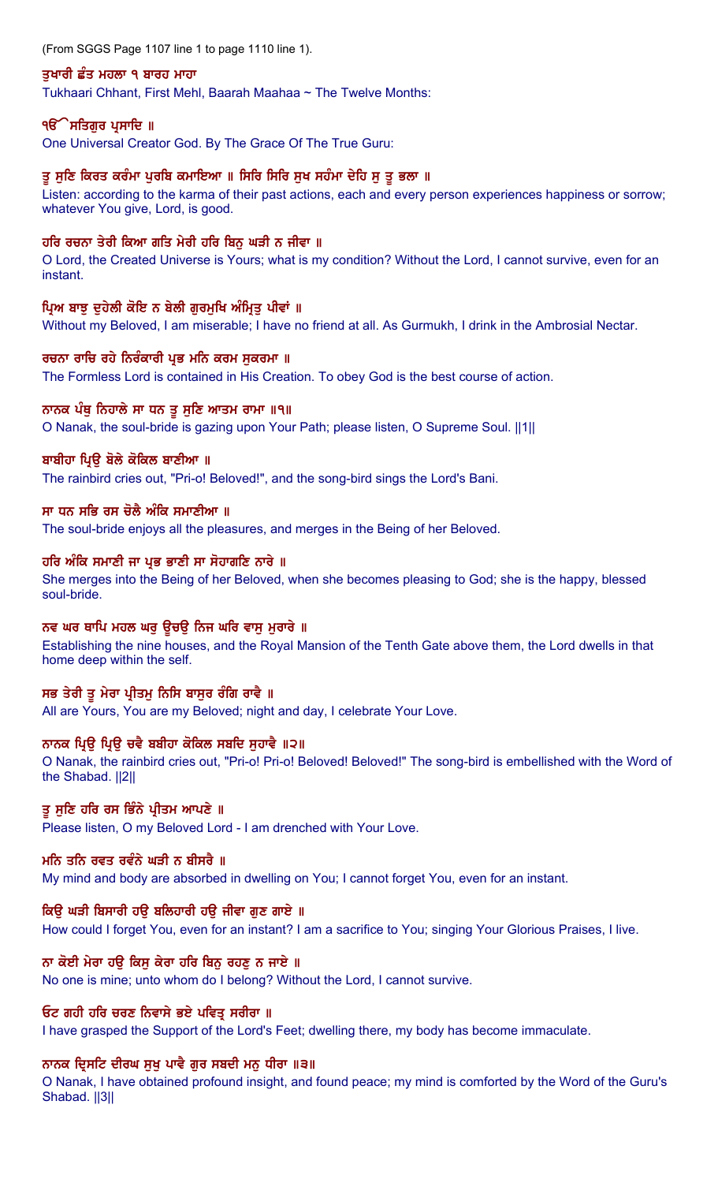(From SGGS Page 1107 line 1 to page 1110 line 1).

**ਤੁਖਾਰੀ ਛੰਤ ਮਹਲਾ ੧ ਬਾਰਹ ਮਾਹਾ**

Tukhaari Chhant, First Mehl, Baarah Maahaa ~ The Twelve Months:

**ੴ ਸਤਿਗੁਰ ਪ੍ਰਸਾਦਿ ॥**

One Universal Creator God. By The Grace Of The True Guru:

**ਤੂ ਸੁਣਿ ਕਿਰਤ ਕਰੰਮਾ ਪੁਰਬਿ ਕਮਾਇਆ ॥ ਸਿਰਿ ਸਿਰਿ ਸੁਖ ਸਹੰਮਾ ਦੇਹਿ ਸੁ ਤੂ ਭਲਾ ॥**

Listen: according to the karma of their past actions, each and every person experiences happiness or sorrow; whatever You give, Lord, is good.

**ਹਰਿ ਰਚਨਾ ਤੇਰੀ ਕਿਆ ਗਤਿ ਮੇਰੀ ਹਰਿ ਬਿਨੁ ਘੜੀ ਨ ਜੀਵਾ ॥**

O Lord, the Created Universe is Yours; what is my condition? Without the Lord, I cannot survive, even for an instant.

**ਪ੍ਰਿਅ ਬਾਝੁ ਦੁਹੇਲੀ ਕੋਇ ਨ ਬੇਲੀ ਗੁਰਮੁਖਿ ਅੰਮ੍ਰਿਤੁ ਪੀਵਾਂ ॥**

Without my Beloved, I am miserable; I have no friend at all. As Gurmukh, I drink in the Ambrosial Nectar.

**ਰਚਨਾ ਰਾਚਿ ਰਹੇ ਨਿਰੰਕਾਰੀ ਪ੍ਰਭ ਮਨਿ ਕਰਮ ਸੁਕਰਮਾ ॥**

The Formless Lord is contained in His Creation. To obey God is the best course of action.

**ਨਾਨਕ ਪੰਥੁ ਨਿਹਾਲੇ ਸਾ ਧਨ ਤੂ ਸੁਣਿ ਆਤਮ ਰਾਮਾ ॥੧॥**

O Nanak, the soul-bride is gazing upon Your Path; please listen, O Supreme Soul. ||1||

**ਬਾਬੀਹਾ ਪ੍ਰਿਉ ਬੋਲੇ ਕੋਕਿਲ ਬਾਣੀਆ ॥**

The rainbird cries out, "Pri-o! Beloved!", and the song-bird sings the Lord's Bani.

**ਸਾ ਧਨ ਸਭਿ ਰਸ ਚੋਲੈ ਅੰਕਿ ਸਮਾਣੀਆ ॥**

The soul-bride enjoys all the pleasures, and merges in the Being of her Beloved.

**ਹਰਿ ਅੰਕਿ ਸਮਾਣੀ ਜਾ ਪ੍ਰਭ ਭਾਣੀ ਸਾ ਸੋਹਾਗਣਿ ਨਾਰੇ ॥**

She merges into the Being of her Beloved, when she becomes pleasing to God; she is the happy, blessed soul-bride.

**ਨਵ ਘਰ ਥਾਪਿ ਮਹਲ ਘਰੁ ਊਚਉ ਨਿਜ ਘਰਿ ਵਾਸੁ ਮੁਰਾਰੇ ॥**

Establishing the nine houses, and the Royal Mansion of the Tenth Gate above them, the Lord dwells in that home deep within the self.

**ਸਭ ਤੇਰੀ ਤੂ ਮੇਰਾ ਪ੍ਰੀਤਮੁ ਨਿਸਿ ਬਾਸੁਰ ਰੰਗਿ ਰਾਵੈ ॥**

All are Yours, You are my Beloved; night and day, I celebrate Your Love.

**ਨਾਨਕ ਪ੍ਰਿਉ ਪ੍ਰਿਉ ਚਵੈ ਬਬੀਹਾ ਕੋਕਿਲ ਸਬਦਿ ਸੁਹਾਵੈ ॥੨॥**

O Nanak, the rainbird cries out, "Pri-o! Pri-o! Beloved! Beloved!" The song-bird is embellished with the Word of the Shabad. ||2||

**ਤੂ ਸੁਣਿ ਹਰਿ ਰਸ ਭਿੰਨੇ ਪ੍ਰੀਤਮ ਆਪਣੇ ॥**

Please listen, O my Beloved Lord - I am drenched with Your Love.

**ਮਨਿ ਤਨਿ ਰਵਤ ਰਵੰਨੇ ਘੜੀ ਨ ਬੀਸਰੈ ॥**

My mind and body are absorbed in dwelling on You; I cannot forget You, even for an instant.

**ਕਿਉ ਘੜੀ ਬਿਸਾਰੀ ਹਉ ਬਲਿਹਾਰੀ ਹਉ ਜੀਵਾ ਗੁਣ ਗਾਏ ॥**

How could I forget You, even for an instant? I am a sacrifice to You; singing Your Glorious Praises, I live.

**ਨਾ ਕੋਈ ਮੇਰਾ ਹਉ ਕਿਸੁ ਕੇਰਾ ਹਰਿ ਬਿਨੁ ਰਹਣੁ ਨ ਜਾਏ ॥**

No one is mine; unto whom do I belong? Without the Lord, I cannot survive.

**ਓਟ ਗਹੀ ਹਰਿ ਚਰਣ ਨਿਵਾਸੇ ਭਏ ਪਵਿਤ੍ਰ ਸਰੀਰਾ ॥**

I have grasped the Support of the Lord's Feet; dwelling there, my body has become immaculate.

**ਨਾਨਕ ਦ੍ਰਿਸਟਿ ਦੀਰਘ ਸੁਖੁ ਪਾਵੈ ਗੁਰ ਸਬਦੀ ਮਨੁ ਧੀਰਾ ॥੩॥**

O Nanak, I have obtained profound insight, and found peace; my mind is comforted by the Word of the Guru's Shabad. ||3||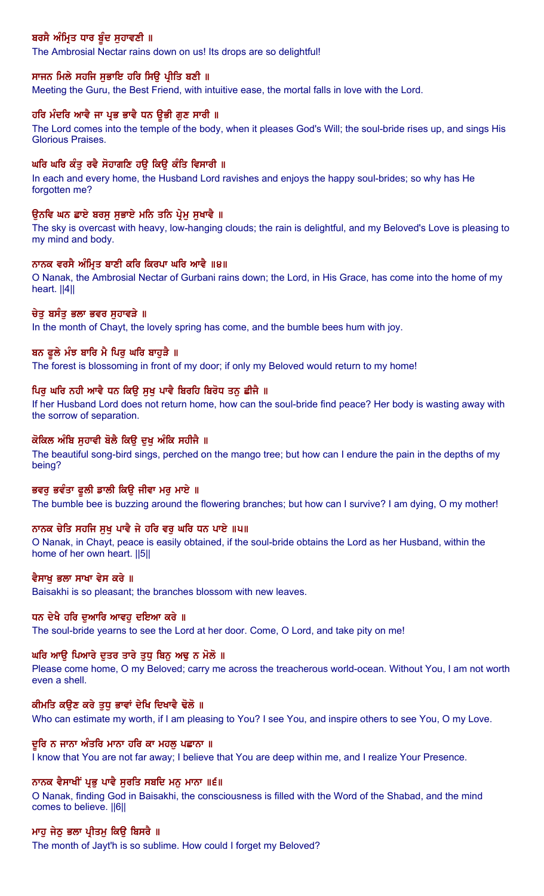**ਬਰਸੈ ਅੰਮ੍ਰਿਤ ਧਾਰ ਬੂੰਦ ਸੁਹਾਵਣੀ ॥**

The Ambrosial Nectar rains down on us! Its drops are so delightful!

**ਸਾਜਨ ਮਿਲੇ ਸਹਜਿ ਸੁਭਾਇ ਹਰਿ ਸਿਉ ਪ੍ਰੀਤਿ ਬਣੀ ॥**

Meeting the Guru, the Best Friend, with intuitive ease, the mortal falls in love with the Lord.

**ਹਰਿ ਮੰਦਰਿ ਆਵੈ ਜਾ ਪ੍ਰਭ ਭਾਵੈ ਧਨ ਊਭੀ ਗੁਣ ਸਾਰੀ ॥**

The Lord comes into the temple of the body, when it pleases God's Will; the soul-bride rises up, and sings His Glorious Praises.

**ਘਰਿ ਘਰਿ ਕੰਤੁ ਰਵੈ ਸੋਹਾਗਣਿ ਹਉ ਕਿਉ ਕੰਤਿ ਵਿਸਾਰੀ ॥**

In each and every home, the Husband Lord ravishes and enjoys the happy soul-brides; so why has He forgotten me?

**ਉਨਵਿ ਘਨ ਛਾਏ ਬਰਸੁ ਸੁਭਾਏ ਮਨਿ ਤਨਿ ਪ੍ਰੇਮੁ ਸੁਖਾਵੈ ॥**

The sky is overcast with heavy, low-hanging clouds; the rain is delightful, and my Beloved's Love is pleasing to my mind and body.

**ਨਾਨਕ ਵਰਸੈ ਅੰਮ੍ਰਿਤ ਬਾਣੀ ਕਰਿ ਕਿਰਪਾ ਘਰਿ ਆਵੈ ॥੪॥**

O Nanak, the Ambrosial Nectar of Gurbani rains down; the Lord, in His Grace, has come into the home of my heart. ||4||

**ਚੇਤੁ ਬਸੰਤੁ ਭਲਾ ਭਵਰ ਸੁਹਾਵੜੇ ॥**

In the month of Chayt, the lovely spring has come, and the bumble bees hum with joy.

**ਬਨ ਫੂਲੇ ਮੰਝ ਬਾਰਿ ਮੈ ਪਿਰੁ ਘਰਿ ਬਾਹੁੜੈ ॥**

The forest is blossoming in front of my door; if only my Beloved would return to my home!

**ਪਿਰੁ ਘਰਿ ਨਹੀ ਆਵੈ ਧਨ ਕਿਉ ਸੁਖੁ ਪਾਵੈ ਬਿਰਹਿ ਬਿਰੋਧ ਤਨੁ ਛੀਜੈ ॥**

If her Husband Lord does not return home, how can the soul-bride find peace? Her body is wasting away with the sorrow of separation.

**ਕੋਕਿਲ ਅੰਬਿ ਸੁਹਾਵੀ ਬੋਲੈ ਕਿਉ ਦੁਖੁ ਅੰਕਿ ਸਹੀਜੈ ॥**

The beautiful song-bird sings, perched on the mango tree; but how can I endure the pain in the depths of my being?

**ਭਵਰੁ ਭਵੰਤਾ ਫੂਲੀ ਡਾਲੀ ਕਿਉ ਜੀਵਾ ਮਰੁ ਮਾਏ ॥**

The bumble bee is buzzing around the flowering branches; but how can I survive? I am dying, O my mother!

**ਨਾਨਕ ਚੇਤਿ ਸਹਜਿ ਸੁਖੁ ਪਾਵੈ ਜੇ ਹਰਿ ਵਰੁ ਘਰਿ ਧਨ ਪਾਏ ॥੫॥**

O Nanak, in Chayt, peace is easily obtained, if the soul-bride obtains the Lord as her Husband, within the home of her own heart. ||5||

**ਵੈਸਾਖੁ ਭਲਾ ਸਾਖਾ ਵੇਸ ਕਰੇ ॥**

Baisakhi is so pleasant; the branches blossom with new leaves.

**ਧਨ ਦੇਖੈ ਹਰਿ ਦੁਆਰਿ ਆਵਹੁ ਦਇਆ ਕਰੇ ॥**

The soul-bride yearns to see the Lord at her door. Come, O Lord, and take pity on me!

**ਘਰਿ ਆਉ ਪਿਆਰੇ ਦੁਤਰ ਤਾਰੇ ਤੁਧੁ ਬਿਨੁ ਅਢੁ ਨ ਮੋਲੋ ॥**

Please come home, O my Beloved; carry me across the treacherous world-ocean. Without You, I am not worth even a shell.

**ਕੀਮਤਿ ਕਉਣ ਕਰੇ ਤੁਧੁ ਭਾਵਾਂ ਦੇਖਿ ਦਿਖਾਵੈ ਢੋਲੋ ॥**

Who can estimate my worth, if I am pleasing to You? I see You, and inspire others to see You, O my Love.

**ਦੂਰਿ ਨ ਜਾਨਾ ਅੰਤਰਿ ਮਾਨਾ ਹਰਿ ਕਾ ਮਹਲੁ ਪਛਾਨਾ ॥**

I know that You are not far away; I believe that You are deep within me, and I realize Your Presence.

**ਨਾਨਕ ਵੈਸਾਖੀਂ ਪ੍ਰਭੁ ਪਾਵੈ ਸੁਰਤਿ ਸਬਦਿ ਮਨੁ ਮਾਨਾ ॥੬॥**

O Nanak, finding God in Baisakhi, the consciousness is filled with the Word of the Shabad, and the mind comes to believe. ||6||

**ਮਾਹੁ ਜੇਠੁ ਭਲਾ ਪ੍ਰੀਤਮੁ ਕਿਉ ਬਿਸਰੈ ॥**

The month of Jayt'h is so sublime. How could I forget my Beloved?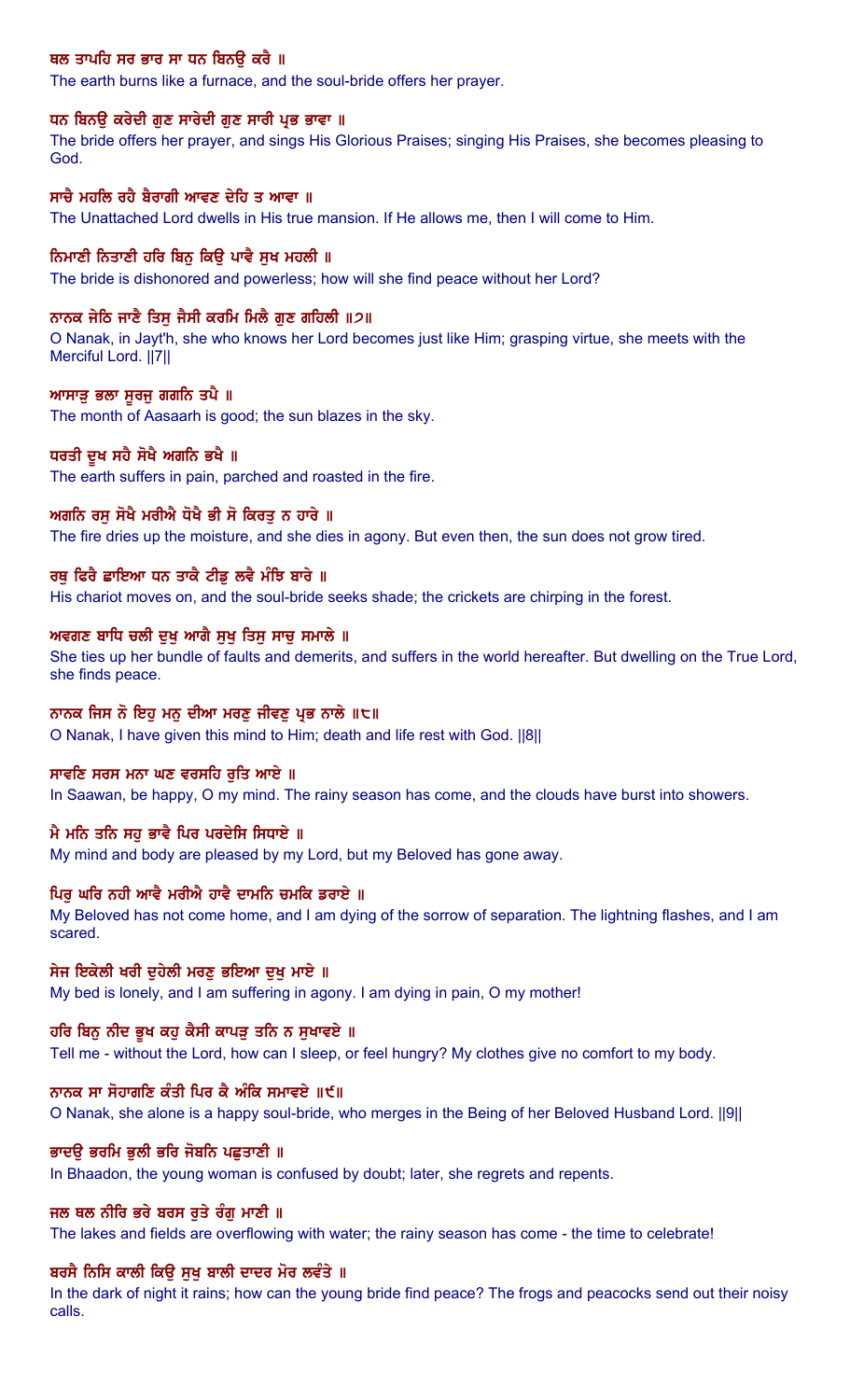ਥਲ ਤਾਪਹਿ ਸਰ ਭਾਰ ਸਾ ਧਨ ਬਿਨਉ ਕਰੈ ॥

The earth burns like a furnace, and the soul-bride offers her prayer.

ਧਨ ਬਿਨਉ ਕਰੇਦੀ ਗੁਣ ਸਾਰੇਦੀ ਗੁਣ ਸਾਰੀ ਪ੍ਰਭ ਭਾਵਾ ॥

The bride offers her prayer, and sings His Glorious Praises; singing His Praises, she becomes pleasing to God.

ਸਾਚੈ ਮਹਲਿ ਰਹੈ ਬੈਰਾਗੀ ਆਵਣ ਦੇਹਿ ਤ ਆਵਾ ॥

The Unattached Lord dwells in His true mansion. If He allows me, then I will come to Him.

ਨਿਮਾਣੀ ਨਿਤਾਣੀ ਹਰਿ ਬਿਨੁ ਕਿਉ ਪਾਵੈ ਸੁਖ ਮਹਲੀ ॥

The bride is dishonored and powerless; how will she find peace without her Lord?

ਨਾਨਕ ਜੇਠਿ ਜਾਣੈ ਤਿਸੁ ਜੈਸੀ ਕਰਮਿ ਮਿਲੈ ਗੁਣ ਗਹਿਲੀ ॥੭॥

O Nanak, in Jayt'h, she who knows her Lord becomes just like Him; grasping virtue, she meets with the Merciful Lord. ||7||

ਆਸਾੜੁ ਭਲਾ ਸੂਰਜੁ ਗਗਨਿ ਤਪੈ ॥

The month of Aasaarh is good; the sun blazes in the sky.

ਧਰਤੀ ਦੂਖ ਸਹੈ ਸੋਖੈ ਅਗਨਿ ਭਖੈ ॥

The earth suffers in pain, parched and roasted in the fire.

ਅਗਨਿ ਰਸੁ ਸੋਖੈ ਮਰੀਐ ਧੋਖੈ ਭੀ ਸੋ ਕਿਰਤੁ ਨ ਹਾਰੇ ॥

The fire dries up the moisture, and she dies in agony. But even then, the sun does not grow tired.

ਰਥੁ ਫਿਰੈ ਛਾਇਆ ਧਨ ਤਾਕੈ ਟੀਡੁ ਲਵੈ ਮੰਝਿ ਬਾਰੇ ॥

His chariot moves on, and the soul-bride seeks shade; the crickets are chirping in the forest.

ਅਵਗਣ ਬਾਧਿ ਚਲੀ ਦੁਖੁ ਆਗੈ ਸੁਖੁ ਤਿਸੁ ਸਾਚੁ ਸਮਾਲੇ ॥

She ties up her bundle of faults and demerits, and suffers in the world hereafter. But dwelling on the True Lord, she finds peace.

ਨਾਨਕ ਜਿਸ ਨੋ ਇਹੁ ਮਨੁ ਦੀਆ ਮਰਣੁ ਜੀਵਣੁ ਪ੍ਰਭ ਨਾਲੇ ॥੮॥

O Nanak, I have given this mind to Him; death and life rest with God. ||8||

ਸਾਵਣਿ ਸਰਸ ਮਨਾ ਘਣ ਵਰਸਹਿ ਰੁਤਿ ਆਏ ॥

In Saawan, be happy, O my mind. The rainy season has come, and the clouds have burst into showers.

ਮੈ ਮਨਿ ਤਨਿ ਸਹੁ ਭਾਵੈ ਪਿਰ ਪਰਦੇਸਿ ਸਿਧਾਏ ॥

My mind and body are pleased by my Lord, but my Beloved has gone away.

ਪਿਰੁ ਘਰਿ ਨਹੀ ਆਵੈ ਮਰੀਐ ਹਾਵੈ ਦਾਮਨਿ ਚਮਕਿ ਡਰਾਏ ॥

My Beloved has not come home, and I am dying of the sorrow of separation. The lightning flashes, and I am scared.

ਸੇਜ ਇਕੇਲੀ ਖਰੀ ਦੁਹੇਲੀ ਮਰਣੁ ਭਇਆ ਦੁਖੁ ਮਾਏ ॥

My bed is lonely, and I am suffering in agony. I am dying in pain, O my mother!

ਹਰਿ ਬਿਨੁ ਨੀਦ ਭੂਖ ਕਹੁ ਕੈਸੀ ਕਾਪੜੁ ਤਨਿ ਨ ਸੁਖਾਵਏ ॥

Tell me - without the Lord, how can I sleep, or feel hungry? My clothes give no comfort to my body.

ਨਾਨਕ ਸਾ ਸੋਹਾਗਣਿ ਕੰਤੀ ਪਿਰ ਕੈ ਅੰਕਿ ਸਮਾਵਏ ॥੯॥

O Nanak, she alone is a happy soul-bride, who merges in the Being of her Beloved Husband Lord. ||9||

ਭਾਦਉ ਭਰਮਿ ਭੁਲੀ ਭਰਿ ਜੋਬਨਿ ਪਛੁਤਾਣੀ ॥

In Bhaadon, the young woman is confused by doubt; later, she regrets and repents.

ਜਲ ਥਲ ਨੀਰਿ ਭਰੇ ਬਰਸ ਰੁਤੇ ਰੰਗੁ ਮਾਣੀ ॥

The lakes and fields are overflowing with water; the rainy season has come - the time to celebrate!

ਬਰਸੈ ਨਿਸਿ ਕਾਲੀ ਕਿਉ ਸੁਖੁ ਬਾਲੀ ਦਾਦਰ ਮੋਰ ਲਵੰਤੇ ॥

In the dark of night it rains; how can the young bride find peace? The frogs and peacocks send out their noisy calls.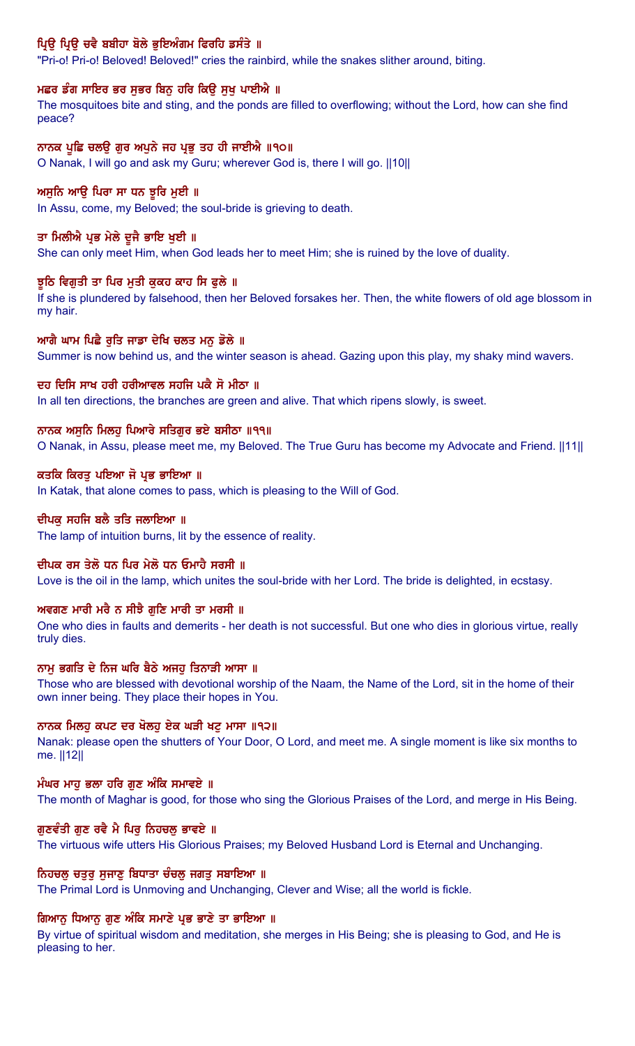**ਪ੍ਰਿਉ ਪ੍ਰਿਉ ਚਵੈ ਬਬੀਹਾ ਬੋਲੇ ਭੁਇਅੰਗਮ ਫਿਰਹਿ ਡਸੰਤੇ ॥**

"Pri-o! Pri-o! Beloved! Beloved!" cries the rainbird, while the snakes slither around, biting.

**ਮਛਰ ਡੰਗ ਸਾਇਰ ਭਰ ਸੁਭਰ ਬਿਨੁ ਹਰਿ ਕਿਉ ਸੁਖੁ ਪਾਈਐ ॥**

The mosquitoes bite and sting, and the ponds are filled to overflowing; without the Lord, how can she find peace?

**ਨਾਨਕ ਪੂਛਿ ਚਲਉ ਗੁਰ ਅਪੁਨੇ ਜਹ ਪ੍ਰਭੁ ਤਹ ਹੀ ਜਾਈਐ ॥੧੦॥**

O Nanak, I will go and ask my Guru; wherever God is, there I will go. ||10||

**ਅਸੁਨਿ ਆਉ ਪਿਰਾ ਸਾ ਧਨ ਝੂਰਿ ਮੁਈ ॥**

In Assu, come, my Beloved; the soul-bride is grieving to death.

**ਤਾ ਮਿਲੀਐ ਪ੍ਰਭ ਮੇਲੇ ਦੂਜੈ ਭਾਇ ਖੁਈ ॥**

She can only meet Him, when God leads her to meet Him; she is ruined by the love of duality.

**ਝੂਠਿ ਵਿਗੁਤੀ ਤਾ ਪਿਰ ਮੁਤੀ ਕੁਕਹ ਕਾਹ ਸਿ ਫੁਲੇ ॥**

If she is plundered by falsehood, then her Beloved forsakes her. Then, the white flowers of old age blossom in my hair.

**ਆਗੈ ਘਾਮ ਪਿਛੈ ਰੁਤਿ ਜਾਡਾ ਦੇਖਿ ਚਲਤ ਮਨੁ ਡੋਲੇ ॥**

Summer is now behind us, and the winter season is ahead. Gazing upon this play, my shaky mind wavers.

**ਦਹ ਦਿਸਿ ਸਾਖ ਹਰੀ ਹਰੀਆਵਲ ਸਹਜਿ ਪਕੈ ਸੋ ਮੀਠਾ ॥**

In all ten directions, the branches are green and alive. That which ripens slowly, is sweet.

**ਨਾਨਕ ਅਸੁਨਿ ਮਿਲਹੁ ਪਿਆਰੇ ਸਤਿਗੁਰ ਭਏ ਬਸੀਠਾ ॥੧੧॥**

O Nanak, in Assu, please meet me, my Beloved. The True Guru has become my Advocate and Friend. ||11||

**ਕਤਕਿ ਕਿਰਤੁ ਪਇਆ ਜੋ ਪ੍ਰਭ ਭਾਇਆ ॥**

In Katak, that alone comes to pass, which is pleasing to the Will of God.

**ਦੀਪਕੁ ਸਹਜਿ ਬਲੈ ਤਤਿ ਜਲਾਇਆ ॥**

The lamp of intuition burns, lit by the essence of reality.

**ਦੀਪਕ ਰਸ ਤੇਲੋ ਧਨ ਪਿਰ ਮੇਲੋ ਧਨ ਓਮਾਹੈ ਸਰਸੀ ॥**

Love is the oil in the lamp, which unites the soul-bride with her Lord. The bride is delighted, in ecstasy.

**ਅਵਗਣ ਮਾਰੀ ਮਰੈ ਨ ਸੀਝੈ ਗੁਣਿ ਮਾਰੀ ਤਾ ਮਰਸੀ ॥**

One who dies in faults and demerits - her death is not successful. But one who dies in glorious virtue, really truly dies.

**ਨਾਮੁ ਭਗਤਿ ਦੇ ਨਿਜ ਘਰਿ ਬੈਠੇ ਅਜਹੁ ਤਿਨਾੜੀ ਆਸਾ ॥**

Those who are blessed with devotional worship of the Naam, the Name of the Lord, sit in the home of their own inner being. They place their hopes in You.

**ਨਾਨਕ ਮਿਲਹੁ ਕਪਟ ਦਰ ਖੋਲਹੁ ਏਕ ਘੜੀ ਖਟੁ ਮਾਸਾ ॥੧੨॥**

Nanak: please open the shutters of Your Door, O Lord, and meet me. A single moment is like six months to me. ||12||

**ਮੰਘਰ ਮਾਹੁ ਭਲਾ ਹਰਿ ਗੁਣ ਅੰਕਿ ਸਮਾਵਏ ॥**

The month of Maghar is good, for those who sing the Glorious Praises of the Lord, and merge in His Being.

**ਗੁਣਵੰਤੀ ਗੁਣ ਰਵੈ ਮੈ ਪਿਰੁ ਨਿਹਚਲੁ ਭਾਵਏ ॥**

The virtuous wife utters His Glorious Praises; my Beloved Husband Lord is Eternal and Unchanging.

**ਨਿਹਚਲੁ ਚਤੁਰੁ ਸੁਜਾਣੁ ਬਿਧਾਤਾ ਚੰਚਲੁ ਜਗਤੁ ਸਬਾਇਆ ॥**

The Primal Lord is Unmoving and Unchanging, Clever and Wise; all the world is fickle.

**ਗਿਆਨੁ ਧਿਆਨੁ ਗੁਣ ਅੰਕਿ ਸਮਾਣੇ ਪ੍ਰਭ ਭਾਣੇ ਤਾ ਭਾਇਆ ॥**

By virtue of spiritual wisdom and meditation, she merges in His Being; she is pleasing to God, and He is pleasing to her.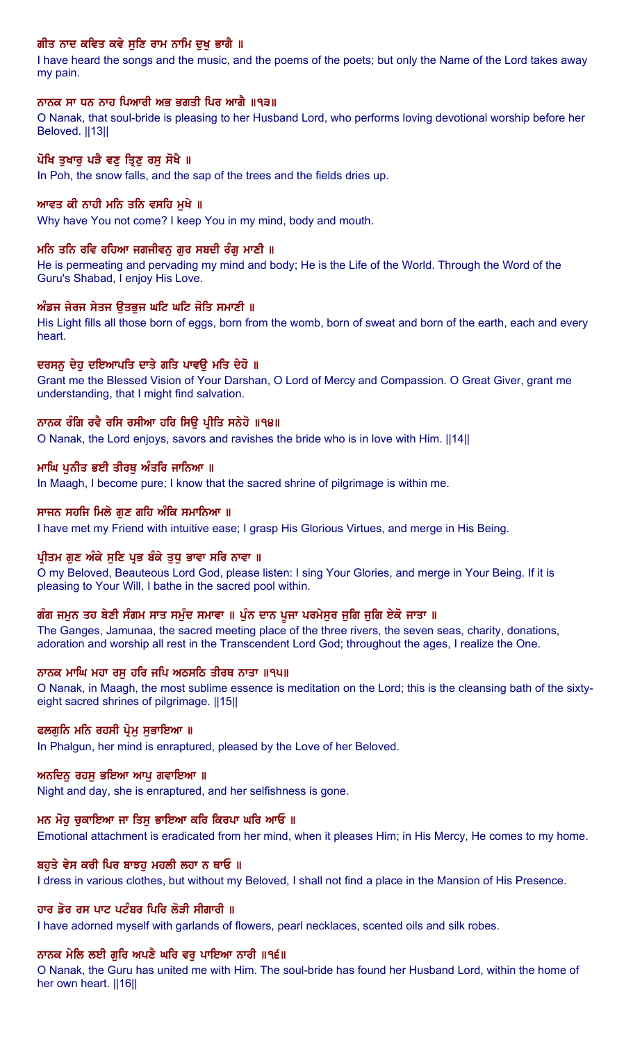ਗੀਤ ਨਾਦ ਕਵਿਤ ਕਵੇ ਸੁਣਿ ਰਾਮ ਨਾਮਿ ਦੁਖੁ ਭਾਗੈ ॥

I have heard the songs and the music, and the poems of the poets; but only the Name of the Lord takes away my pain.

ਨਾਨਕ ਸਾ ਧਨ ਨਾਹ ਪਿਆਰੀ ਅਭ ਭਗਤੀ ਪਿਰ ਆਗੈ ॥੧੩॥

O Nanak, that soul-bride is pleasing to her Husband Lord, who performs loving devotional worship before her Beloved. ||13||

ਪੋਖਿ ਤੁਖਾਰੁ ਪੜੈ ਵਣੁ ਤ੍ਰਿਣੁ ਰਸੁ ਸੋਖੈ ॥

In Poh, the snow falls, and the sap of the trees and the fields dries up.

ਆਵਤ ਕੀ ਨਾਹੀ ਮਨਿ ਤਨਿ ਵਸਹਿ ਮੁਖੇ ॥

Why have You not come? I keep You in my mind, body and mouth.

ਮਨਿ ਤਨਿ ਰਵਿ ਰਹਿਆ ਜਗਜੀਵਨੁ ਗੁਰ ਸਬਦੀ ਰੰਗੁ ਮਾਣੀ ॥

He is permeating and pervading my mind and body; He is the Life of the World. Through the Word of the Guru's Shabad, I enjoy His Love.

ਅੰਡਜ ਜੇਰਜ ਸੇਤਜ ਉਤਭੁਜ ਘਟਿ ਘਟਿ ਜੋਤਿ ਸਮਾਣੀ ॥

His Light fills all those born of eggs, born from the womb, born of sweat and born of the earth, each and every heart.

ਦਰਸਨੁ ਦੇਹੁ ਦਇਆਪਤਿ ਦਾਤੇ ਗਤਿ ਪਾਵਉ ਮਤਿ ਦੇਹੋ ॥

Grant me the Blessed Vision of Your Darshan, O Lord of Mercy and Compassion. O Great Giver, grant me understanding, that I might find salvation.

ਨਾਨਕ ਰੰਗਿ ਰਵੈ ਰਸਿ ਰਸੀਆ ਹਰਿ ਸਿਉ ਪ੍ਰੀਤਿ ਸਨੇਹੋ ॥੧੪॥

O Nanak, the Lord enjoys, savors and ravishes the bride who is in love with Him. ||14||

ਮਾਘਿ ਪੁਨੀਤ ਭਈ ਤੀਰਥੁ ਅੰਤਰਿ ਜਾਨਿਆ ॥

In Maagh, I become pure; I know that the sacred shrine of pilgrimage is within me.

ਸਾਜਨ ਸਹਜਿ ਮਿਲੇ ਗੁਣ ਗਹਿ ਅੰਕਿ ਸਮਾਨਿਆ ॥

I have met my Friend with intuitive ease; I grasp His Glorious Virtues, and merge in His Being.

ਪ੍ਰੀਤਮ ਗੁਣ ਅੰਕੇ ਸੁਣਿ ਪ੍ਰਭ ਬੰਕੇ ਤੁਧੁ ਭਾਵਾ ਸਰਿ ਨਾਵਾ ॥

O my Beloved, Beauteous Lord God, please listen: I sing Your Glories, and merge in Your Being. If it is pleasing to Your Will, I bathe in the sacred pool within.

ਗੰਗ ਜਮੁਨ ਤਹ ਬੇਣੀ ਸੰਗਮ ਸਾਤ ਸਮੁੰਦ ਸਮਾਵਾ ॥ ਪੁੰਨ ਦਾਨ ਪੂਜਾ ਪਰਮੇਸੁਰ ਜੁਗਿ ਜੁਗਿ ਏਕੋ ਜਾਤਾ ॥

The Ganges, Jamunaa, the sacred meeting place of the three rivers, the seven seas, charity, donations, adoration and worship all rest in the Transcendent Lord God; throughout the ages, I realize the One.

ਨਾਨਕ ਮਾਘਿ ਮਹਾ ਰਸੁ ਹਰਿ ਜਪਿ ਅਠਸਠਿ ਤੀਰਥ ਨਾਤਾ ॥੧੫॥

O Nanak, in Maagh, the most sublime essence is meditation on the Lord; this is the cleansing bath of the sixty-eight sacred shrines of pilgrimage. ||15||

ਫਲਗੁਨਿ ਮਨਿ ਰਹਸੀ ਪ੍ਰੇਮੁ ਸੁਭਾਇਆ ॥

In Phalgun, her mind is enraptured, pleased by the Love of her Beloved.

ਅਨਦਿਨੁ ਰਹਸੁ ਭਇਆ ਆਪੁ ਗਵਾਇਆ ॥

Night and day, she is enraptured, and her selfishness is gone.

ਮਨ ਮੋਹੁ ਚੁਕਾਇਆ ਜਾ ਤਿਸੁ ਭਾਇਆ ਕਰਿ ਕਿਰਪਾ ਘਰਿ ਆਓ ॥

Emotional attachment is eradicated from her mind, when it pleases Him; in His Mercy, He comes to my home.

ਬਹੁਤੇ ਵੇਸ ਕਰੀ ਪਿਰ ਬਾਝਹੁ ਮਹਲੀ ਲਹਾ ਨ ਥਾਓ ॥

I dress in various clothes, but without my Beloved, I shall not find a place in the Mansion of His Presence.

ਹਾਰ ਡੋਰ ਰਸ ਪਾਟ ਪਟੰਬਰ ਪਿਰਿ ਲੋੜੀ ਸੀਗਾਰੀ ॥

I have adorned myself with garlands of flowers, pearl necklaces, scented oils and silk robes.

ਨਾਨਕ ਮੇਲਿ ਲਈ ਗੁਰਿ ਅਪਣੈ ਘਰਿ ਵਰੁ ਪਾਇਆ ਨਾਰੀ ॥੧੬॥

O Nanak, the Guru has united me with Him. The soul-bride has found her Husband Lord, within the home of her own heart. ||16||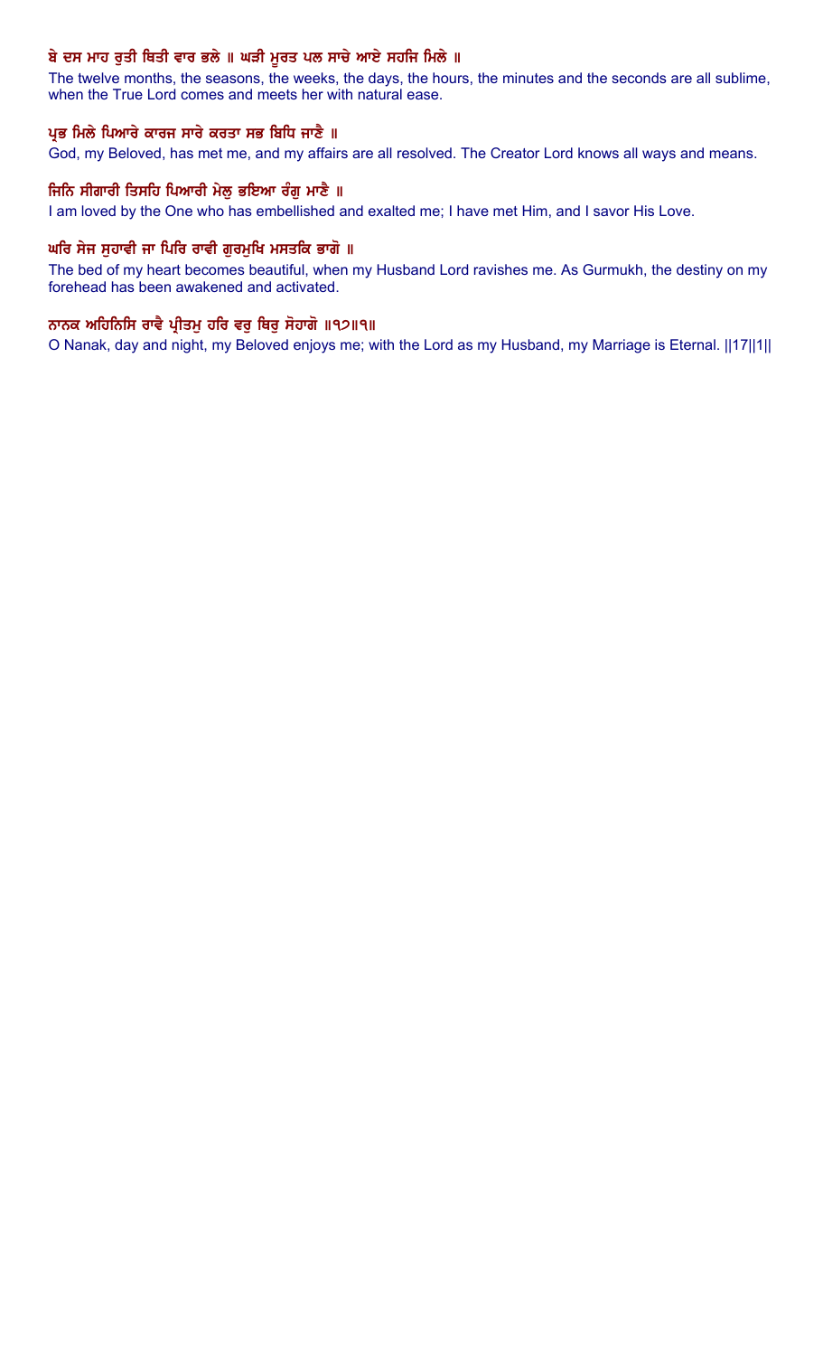ਬੇ ਦਸ ਮਾਹ ਰੁਤੀ ਥਿਤੀ ਵਾਰ ਭਲੇ ॥ ਘੜੀ ਮੂਰਤ ਪਲ ਸਾਚੇ ਆਏ ਸਹਜਿ ਮਿਲੇ ॥

The twelve months, the seasons, the weeks, the days, the hours, the minutes and the seconds are all sublime, when the True Lord comes and meets her with natural ease.

ਪ੍ਰਭ ਮਿਲੇ ਪਿਆਰੇ ਕਾਰਜ ਸਾਰੇ ਕਰਤਾ ਸਭ ਬਿਧਿ ਜਾਣੈ ॥

God, my Beloved, has met me, and my affairs are all resolved. The Creator Lord knows all ways and means.

ਜਿਨਿ ਸੀਗਾਰੀ ਤਿਸਹਿ ਪਿਆਰੀ ਮੇਲੁ ਭਇਆ ਰੰਗੁ ਮਾਣੈ ॥

I am loved by the One who has embellished and exalted me; I have met Him, and I savor His Love.

ਘਰਿ ਸੇਜ ਸੁਹਾਵੀ ਜਾ ਪਿਰਿ ਰਾਵੀ ਗੁਰਮੁਖਿ ਮਸਤਕਿ ਭਾਗੋ ॥

The bed of my heart becomes beautiful, when my Husband Lord ravishes me. As Gurmukh, the destiny on my forehead has been awakened and activated.

ਨਾਨਕ ਅਹਿਨਿਸਿ ਰਾਵੈ ਪ੍ਰੀਤਮੁ ਹਰਿ ਵਰੁ ਥਿਰੁ ਸੋਹਾਗੋ ॥੧੭॥੧॥

O Nanak, day and night, my Beloved enjoys me; with the Lord as my Husband, my Marriage is Eternal. ||17||1||